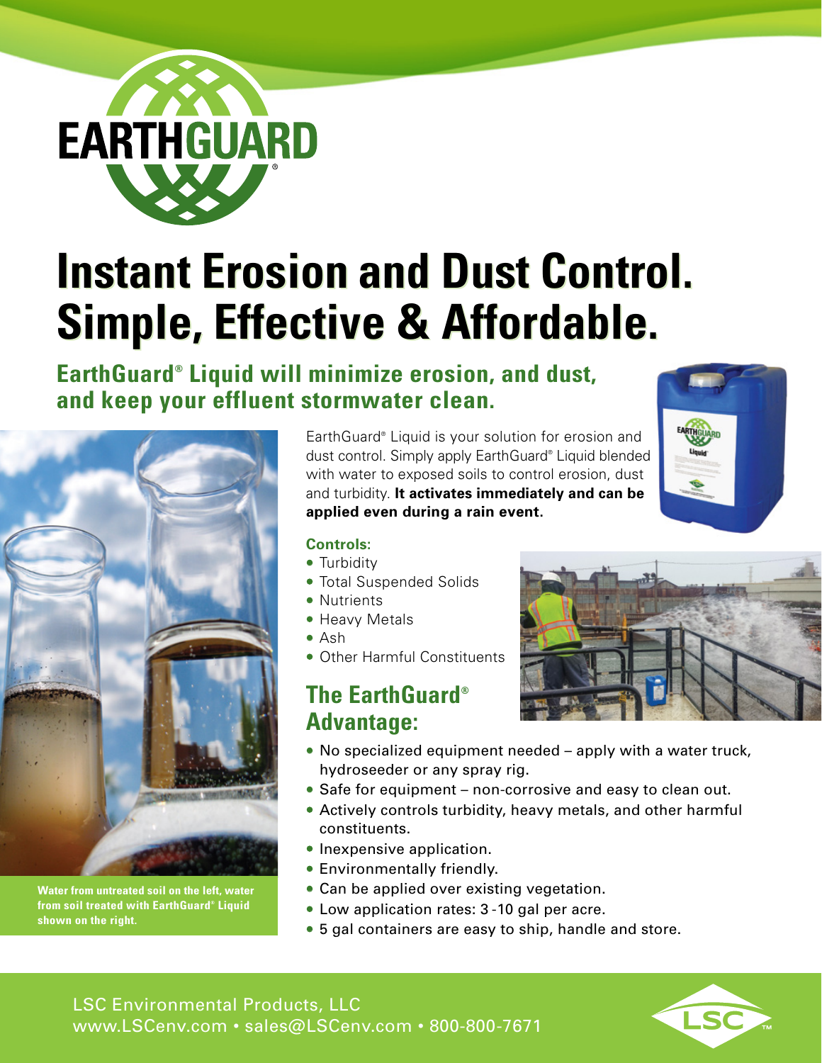# EARTHGUARD®

# Instant Erosion and Dust Control. Simple, Effective & Affordable.

## EarthGuard® Liquid will minimize erosion, and dust, and keep your effluent stormwater clean.

EarthGuard® Liquid is your solution for erosion and dust control. Simply apply EarthGuard® Liquid blended with water to exposed soils to control erosion, dust and turbidity. **It activates immediately and can be applied even during a rain event.**

**Controls:**

- Turbidity
- Total Suspended Solids
- Nutrients
- Heavy Metals
- Ash
- Other Harmful Constituents

## The EarthGuard® Advantage:

- No specialized equipment needed – apply with a water truck, hydroseeder or any spray rig.
- Safe for equipment – non-corrosive and easy to clean out.
- Actively controls turbidity, heavy metals, and other harmful constituents.
- Inexpensive application.
- Environmentally friendly.
- Can be applied over existing vegetation.
- Low application rates: 3 -10 gal per acre.
- 5 gal containers are easy to ship, handle and store.

**Water from untreated soil on the left, water from soil treated with EarthGuard® Liquid shown on the right.**

LSC Environmental Products, LLC
www.LSCenv.com • sales@LSCenv.com • 800-800-7671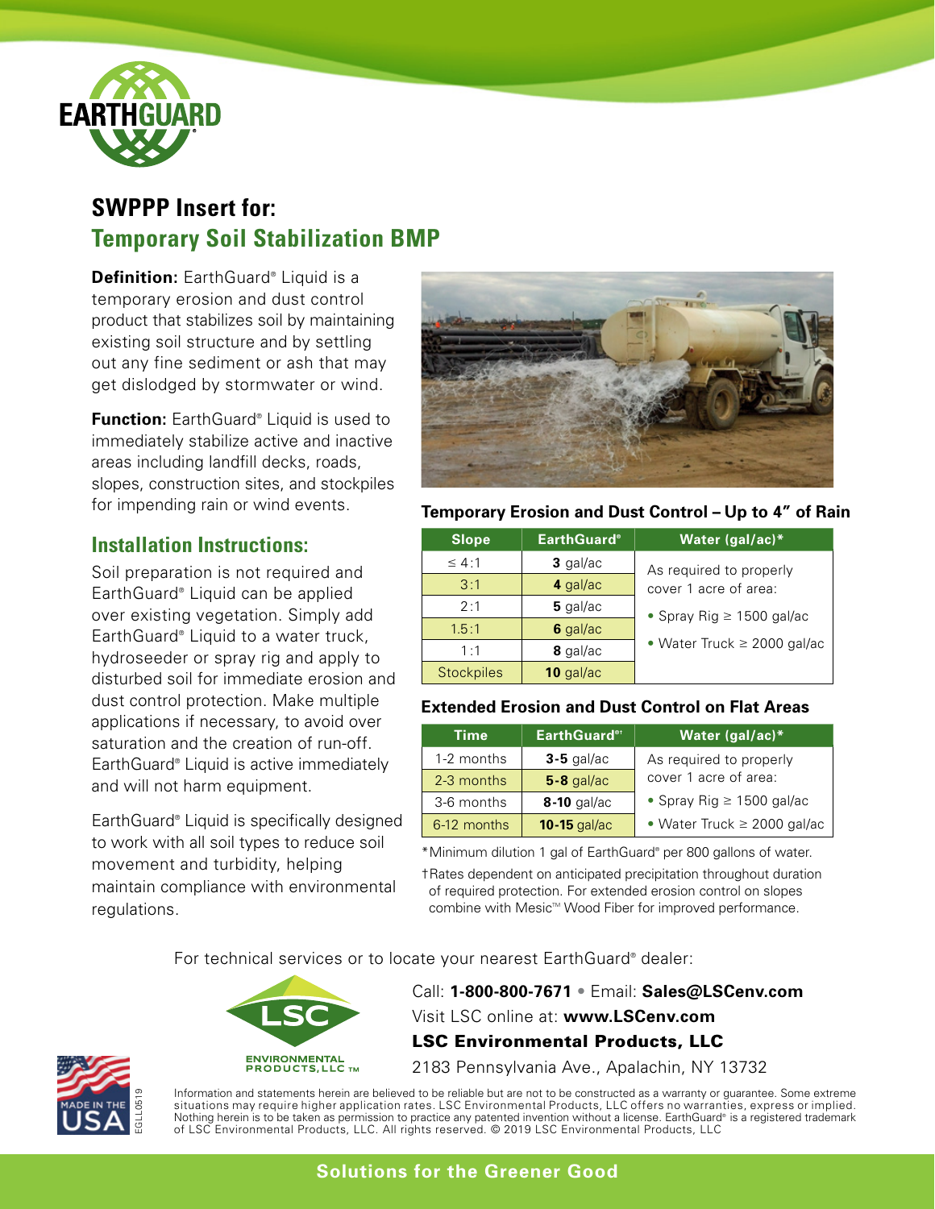EARTHGUARD®

# SWPPP Insert for:

## Temporary Soil Stabilization BMP

**Definition:** EarthGuard® Liquid is a temporary erosion and dust control product that stabilizes soil by maintaining existing soil structure and by settling out any fine sediment or ash that may get dislodged by stormwater or wind.

**Function:** EarthGuard® Liquid is used to immediately stabilize active and inactive areas including landfill decks, roads, slopes, construction sites, and stockpiles for impending rain or wind events.

### Installation Instructions:

Soil preparation is not required and EarthGuard® Liquid can be applied over existing vegetation. Simply add EarthGuard® Liquid to a water truck, hydroseeder or spray rig and apply to disturbed soil for immediate erosion and dust control protection. Make multiple applications if necessary, to avoid over saturation and the creation of run-off. EarthGuard® Liquid is active immediately and will not harm equipment.

EarthGuard® Liquid is specifically designed to work with all soil types to reduce soil movement and turbidity, helping maintain compliance with environmental regulations.

**Temporary Erosion and Dust Control – Up to 4" of Rain**

| Slope | EarthGuard® | Water (gal/ac)* |
|---|---|---|
| ≤ 4:1 | **3** gal/ac | As required to properly cover 1 acre of area: • Spray Rig ≥ 1500 gal/ac • Water Truck ≥ 2000 gal/ac |
| 3:1 | **4** gal/ac | |
| 2:1 | **5** gal/ac | |
| 1.5:1 | **6** gal/ac | |
| 1:1 | **8** gal/ac | |
| Stockpiles | **10** gal/ac | |

**Extended Erosion and Dust Control on Flat Areas**

| Time | EarthGuard®† | Water (gal/ac)* |
|---|---|---|
| 1-2 months | **3-5** gal/ac | As required to properly cover 1 acre of area: • Spray Rig ≥ 1500 gal/ac • Water Truck ≥ 2000 gal/ac |
| 2-3 months | **5-8** gal/ac | |
| 3-6 months | **8-10** gal/ac | |
| 6-12 months | **10-15** gal/ac | |

*Minimum dilution 1 gal of EarthGuard® per 800 gallons of water.

†Rates dependent on anticipated precipitation throughout duration of required protection. For extended erosion control on slopes combine with Mesic™ Wood Fiber for improved performance.

For technical services or to locate your nearest EarthGuard® dealer:

LSC ENVIRONMENTAL PRODUCTS, LLC™

Call: **1-800-800-7671** • Email: **Sales@LSCenv.com**
Visit LSC online at: **www.LSCenv.com**
**LSC Environmental Products, LLC**
2183 Pennsylvania Ave., Apalachin, NY 13732

MADE IN THE USA

EGLL0519

Information and statements herein are believed to be reliable but are not to be constructed as a warranty or guarantee. Some extreme situations may require higher application rates. LSC Environmental Products, LLC offers no warranties, express or implied. Nothing herein is to be taken as permission to practice any patented invention without a license. EarthGuard® is a registered trademark of LSC Environmental Products, LLC. All rights reserved. © 2019 LSC Environmental Products, LLC

**Solutions for the Greener Good**